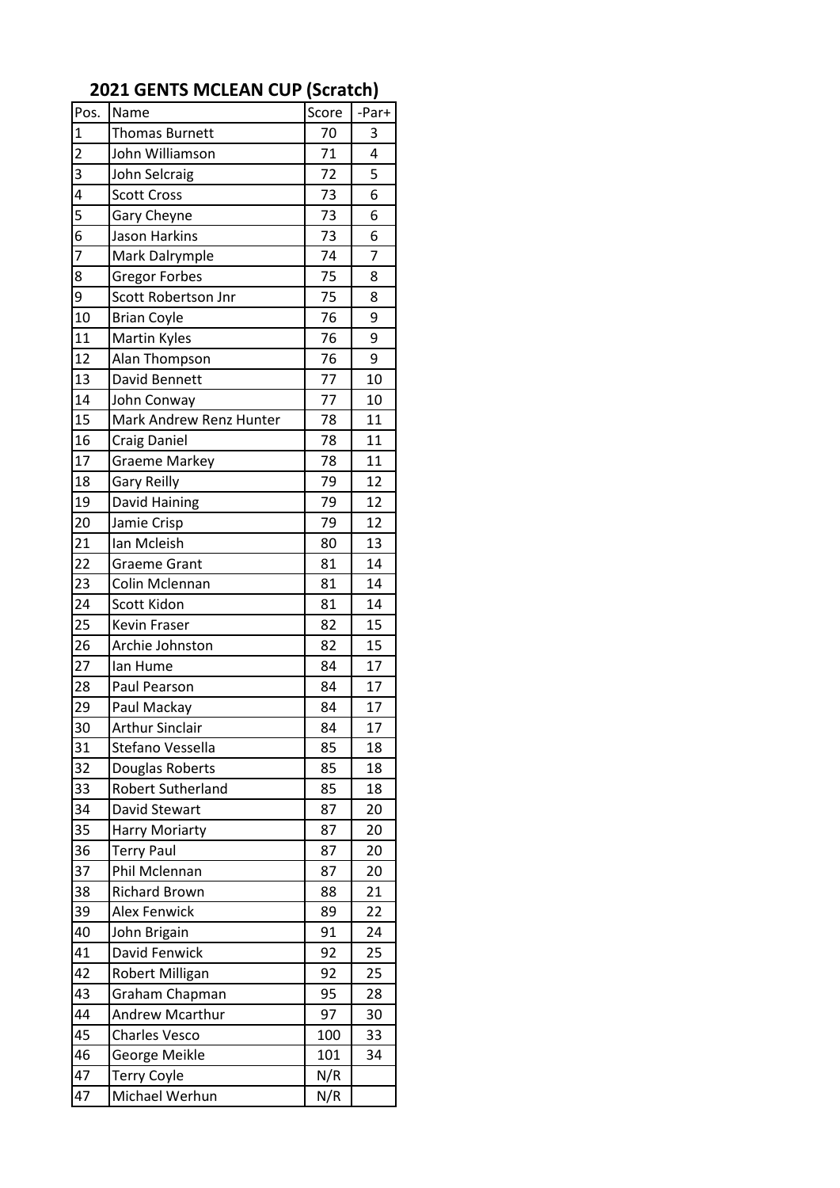# 2021 GENTS MCLEAN CUP (Scratch)

| Pos. | Name | Score | -Par+ |
|---|---|---|---|
| 1 | Thomas Burnett | 70 | 3 |
| 2 | John Williamson | 71 | 4 |
| 3 | John Selcraig | 72 | 5 |
| 4 | Scott Cross | 73 | 6 |
| 5 | Gary Cheyne | 73 | 6 |
| 6 | Jason Harkins | 73 | 6 |
| 7 | Mark Dalrymple | 74 | 7 |
| 8 | Gregor Forbes | 75 | 8 |
| 9 | Scott Robertson Jnr | 75 | 8 |
| 10 | Brian Coyle | 76 | 9 |
| 11 | Martin Kyles | 76 | 9 |
| 12 | Alan Thompson | 76 | 9 |
| 13 | David Bennett | 77 | 10 |
| 14 | John Conway | 77 | 10 |
| 15 | Mark Andrew Renz Hunter | 78 | 11 |
| 16 | Craig Daniel | 78 | 11 |
| 17 | Graeme Markey | 78 | 11 |
| 18 | Gary Reilly | 79 | 12 |
| 19 | David Haining | 79 | 12 |
| 20 | Jamie Crisp | 79 | 12 |
| 21 | Ian Mcleish | 80 | 13 |
| 22 | Graeme Grant | 81 | 14 |
| 23 | Colin Mclennan | 81 | 14 |
| 24 | Scott Kidon | 81 | 14 |
| 25 | Kevin Fraser | 82 | 15 |
| 26 | Archie Johnston | 82 | 15 |
| 27 | Ian Hume | 84 | 17 |
| 28 | Paul Pearson | 84 | 17 |
| 29 | Paul Mackay | 84 | 17 |
| 30 | Arthur Sinclair | 84 | 17 |
| 31 | Stefano Vessella | 85 | 18 |
| 32 | Douglas Roberts | 85 | 18 |
| 33 | Robert Sutherland | 85 | 18 |
| 34 | David Stewart | 87 | 20 |
| 35 | Harry Moriarty | 87 | 20 |
| 36 | Terry Paul | 87 | 20 |
| 37 | Phil Mclennan | 87 | 20 |
| 38 | Richard Brown | 88 | 21 |
| 39 | Alex Fenwick | 89 | 22 |
| 40 | John Brigain | 91 | 24 |
| 41 | David Fenwick | 92 | 25 |
| 42 | Robert Milligan | 92 | 25 |
| 43 | Graham Chapman | 95 | 28 |
| 44 | Andrew Mcarthur | 97 | 30 |
| 45 | Charles Vesco | 100 | 33 |
| 46 | George Meikle | 101 | 34 |
| 47 | Terry Coyle | N/R | |
| 47 | Michael Werhun | N/R | |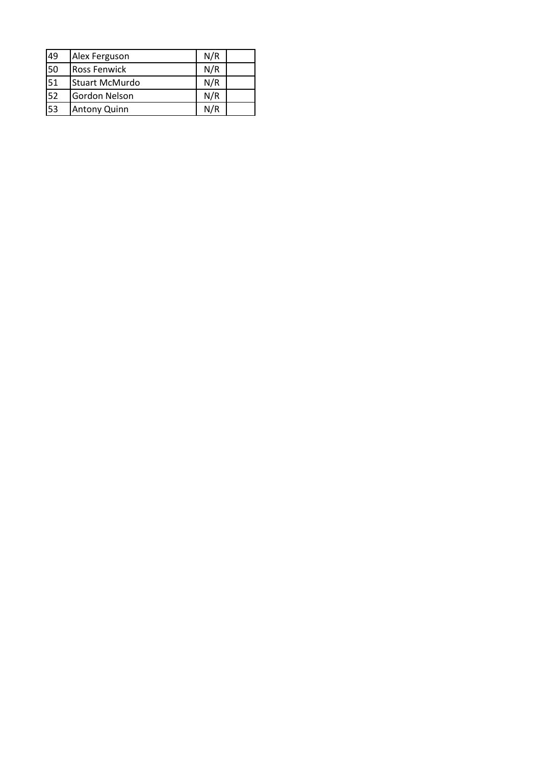| | | | |
|---|---|---|---|
| 49 | Alex Ferguson | N/R | |
| 50 | Ross Fenwick | N/R | |
| 51 | Stuart McMurdo | N/R | |
| 52 | Gordon Nelson | N/R | |
| 53 | Antony Quinn | N/R | |